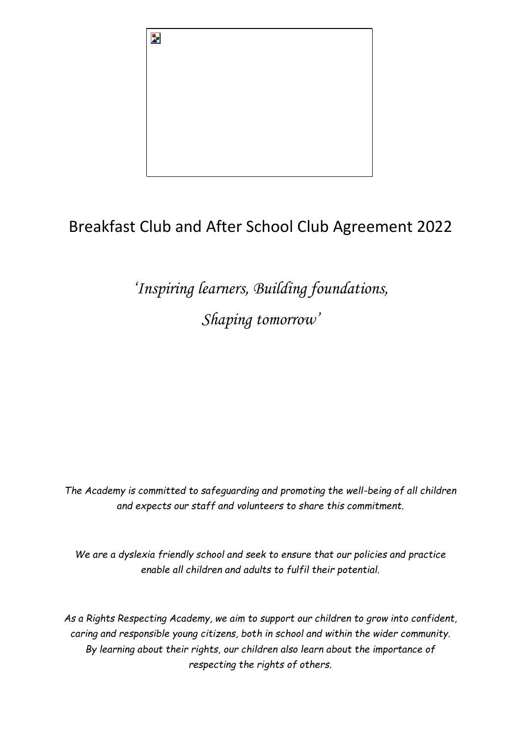# Breakfast Club and After School Club Agreement 2022

*'Inspiring learners, Building foundations,*

*Shaping tomorrow'*

*The Academy is committed to safeguarding and promoting the well-being of all children and expects our staff and volunteers to share this commitment.*

*We are a dyslexia friendly school and seek to ensure that our policies and practice enable all children and adults to fulfil their potential.*

*As a Rights Respecting Academy, we aim to support our children to grow into confident, caring and responsible young citizens, both in school and within the wider community. By learning about their rights, our children also learn about the importance of respecting the rights of others.*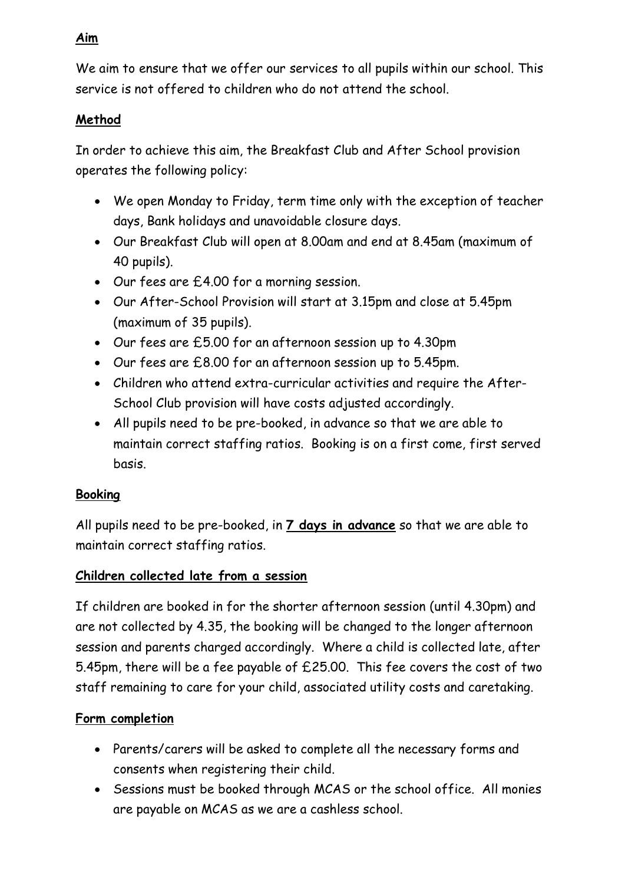## **Aim**

We aim to ensure that we offer our services to all pupils within our school. This service is not offered to children who do not attend the school.

## **Method**

In order to achieve this aim, the Breakfast Club and After School provision operates the following policy:

- We open Monday to Friday, term time only with the exception of teacher days, Bank holidays and unavoidable closure days.
- Our Breakfast Club will open at 8.00am and end at 8.45am (maximum of 40 pupils).
- Our fees are £4.00 for a morning session.
- Our After-School Provision will start at 3.15pm and close at 5.45pm (maximum of 35 pupils).
- Our fees are £5.00 for an afternoon session up to 4.30pm
- Our fees are £8.00 for an afternoon session up to 5.45pm.
- Children who attend extra-curricular activities and require the After-School Club provision will have costs adjusted accordingly.
- All pupils need to be pre-booked, in advance so that we are able to maintain correct staffing ratios. Booking is on a first come, first served basis.

## **Booking**

All pupils need to be pre-booked, in **7 days in advance** so that we are able to maintain correct staffing ratios.

## **Children collected late from a session**

If children are booked in for the shorter afternoon session (until 4.30pm) and are not collected by 4.35, the booking will be changed to the longer afternoon session and parents charged accordingly. Where a child is collected late, after 5.45pm, there will be a fee payable of £25.00. This fee covers the cost of two staff remaining to care for your child, associated utility costs and caretaking.

## **Form completion**

- Parents/carers will be asked to complete all the necessary forms and consents when registering their child.
- Sessions must be booked through MCAS or the school office. All monies are payable on MCAS as we are a cashless school.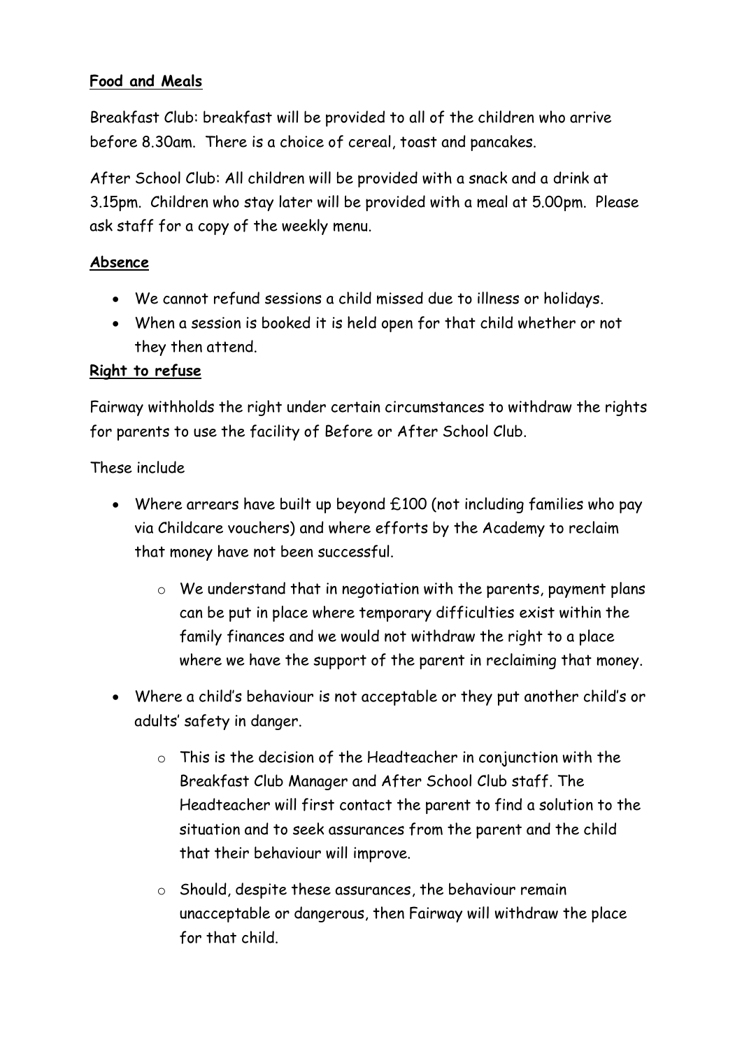**Food and Meals**

Breakfast Club: breakfast will be provided to all of the children who arrive before 8.30am. There is a choice of cereal, toast and pancakes.

After School Club: All children will be provided with a snack and a drink at 3.15pm. Children who stay later will be provided with a meal at 5.00pm. Please ask staff for a copy of the weekly menu.

**Absence**

- We cannot refund sessions a child missed due to illness or holidays.
- When a session is booked it is held open for that child whether or not they then attend.

**Right to refuse**

Fairway withholds the right under certain circumstances to withdraw the rights for parents to use the facility of Before or After School Club.

These include

- Where arrears have built up beyond £100 (not including families who pay via Childcare vouchers) and where efforts by the Academy to reclaim that money have not been successful.
  - We understand that in negotiation with the parents, payment plans can be put in place where temporary difficulties exist within the family finances and we would not withdraw the right to a place where we have the support of the parent in reclaiming that money.
- Where a child's behaviour is not acceptable or they put another child's or adults' safety in danger.
  - This is the decision of the Headteacher in conjunction with the Breakfast Club Manager and After School Club staff. The Headteacher will first contact the parent to find a solution to the situation and to seek assurances from the parent and the child that their behaviour will improve.
  - Should, despite these assurances, the behaviour remain unacceptable or dangerous, then Fairway will withdraw the place for that child.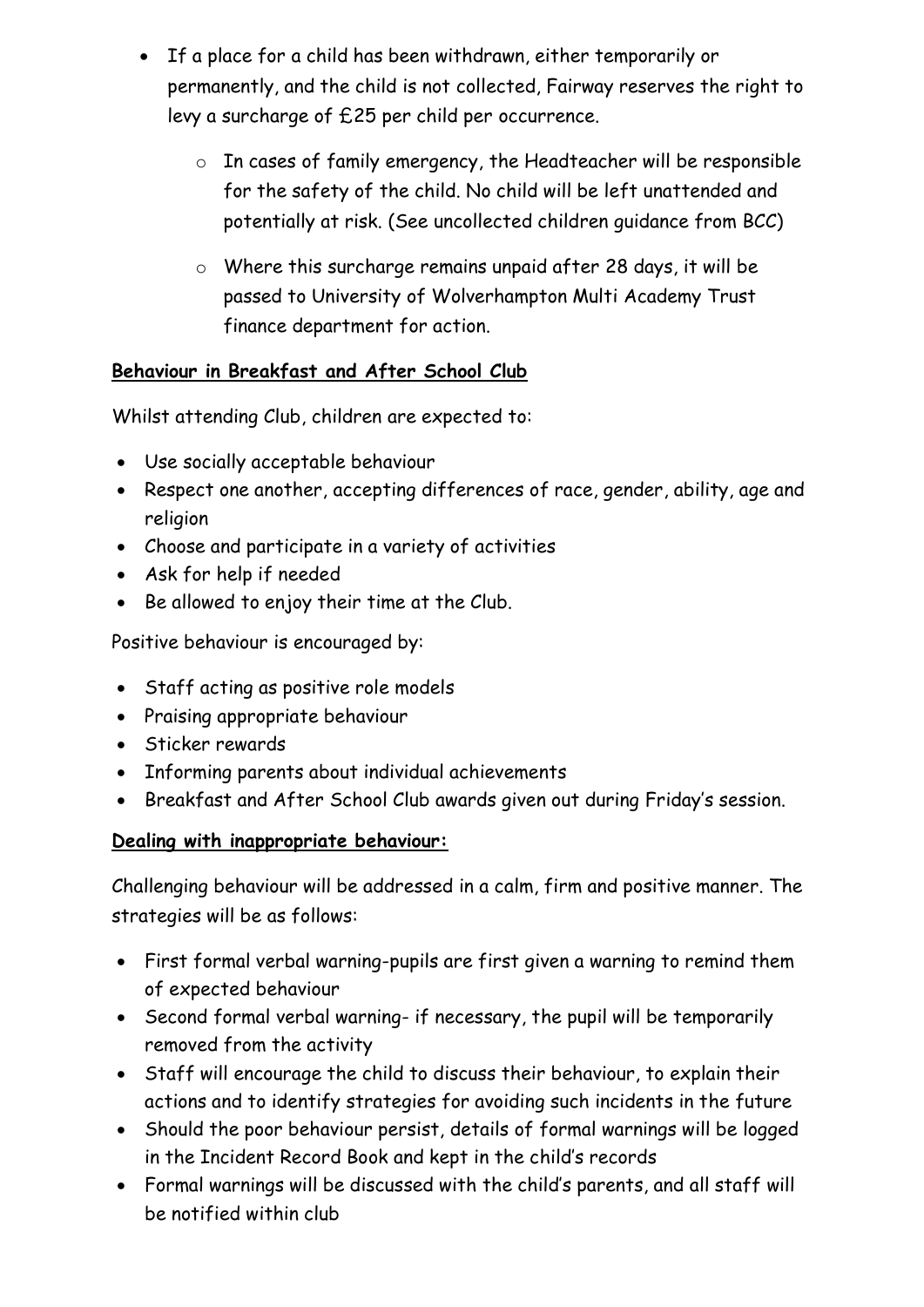- If a place for a child has been withdrawn, either temporarily or permanently, and the child is not collected, Fairway reserves the right to levy a surcharge of £25 per child per occurrence.
    - In cases of family emergency, the Headteacher will be responsible for the safety of the child. No child will be left unattended and potentially at risk. (See uncollected children guidance from BCC)
    - Where this surcharge remains unpaid after 28 days, it will be passed to University of Wolverhampton Multi Academy Trust finance department for action.

**Behaviour in Breakfast and After School Club**

Whilst attending Club, children are expected to:

- Use socially acceptable behaviour
- Respect one another, accepting differences of race, gender, ability, age and religion
- Choose and participate in a variety of activities
- Ask for help if needed
- Be allowed to enjoy their time at the Club.

Positive behaviour is encouraged by:

- Staff acting as positive role models
- Praising appropriate behaviour
- Sticker rewards
- Informing parents about individual achievements
- Breakfast and After School Club awards given out during Friday's session.

**Dealing with inappropriate behaviour:**

Challenging behaviour will be addressed in a calm, firm and positive manner. The strategies will be as follows:

- First formal verbal warning-pupils are first given a warning to remind them of expected behaviour
- Second formal verbal warning- if necessary, the pupil will be temporarily removed from the activity
- Staff will encourage the child to discuss their behaviour, to explain their actions and to identify strategies for avoiding such incidents in the future
- Should the poor behaviour persist, details of formal warnings will be logged in the Incident Record Book and kept in the child's records
- Formal warnings will be discussed with the child's parents, and all staff will be notified within club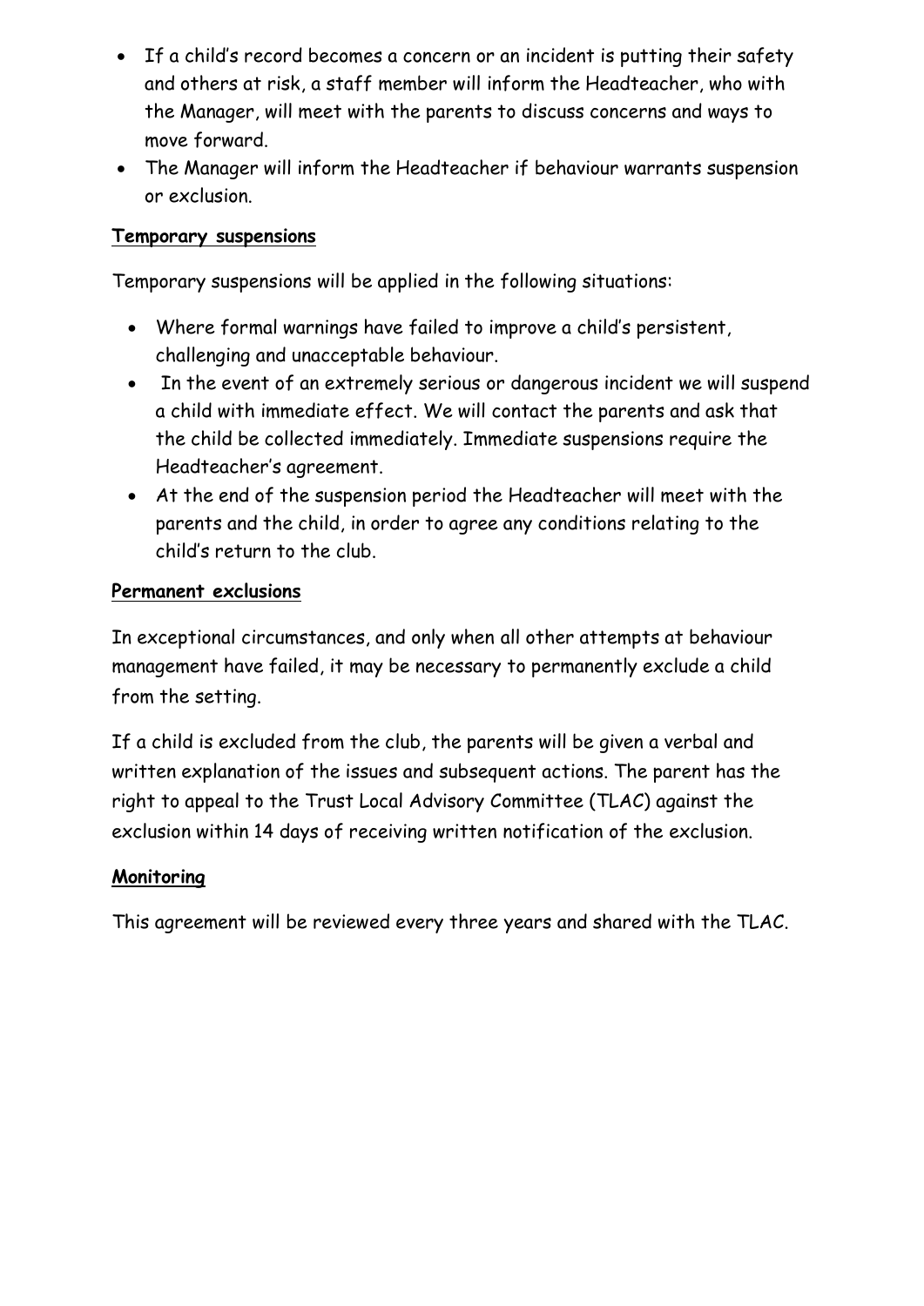- If a child's record becomes a concern or an incident is putting their safety and others at risk, a staff member will inform the Headteacher, who with the Manager, will meet with the parents to discuss concerns and ways to move forward.
- The Manager will inform the Headteacher if behaviour warrants suspension or exclusion.

**Temporary suspensions**

Temporary suspensions will be applied in the following situations:

- Where formal warnings have failed to improve a child's persistent, challenging and unacceptable behaviour.
- In the event of an extremely serious or dangerous incident we will suspend a child with immediate effect. We will contact the parents and ask that the child be collected immediately. Immediate suspensions require the Headteacher's agreement.
- At the end of the suspension period the Headteacher will meet with the parents and the child, in order to agree any conditions relating to the child's return to the club.

**Permanent exclusions**

In exceptional circumstances, and only when all other attempts at behaviour management have failed, it may be necessary to permanently exclude a child from the setting.

If a child is excluded from the club, the parents will be given a verbal and written explanation of the issues and subsequent actions. The parent has the right to appeal to the Trust Local Advisory Committee (TLAC) against the exclusion within 14 days of receiving written notification of the exclusion.

**Monitoring**

This agreement will be reviewed every three years and shared with the TLAC.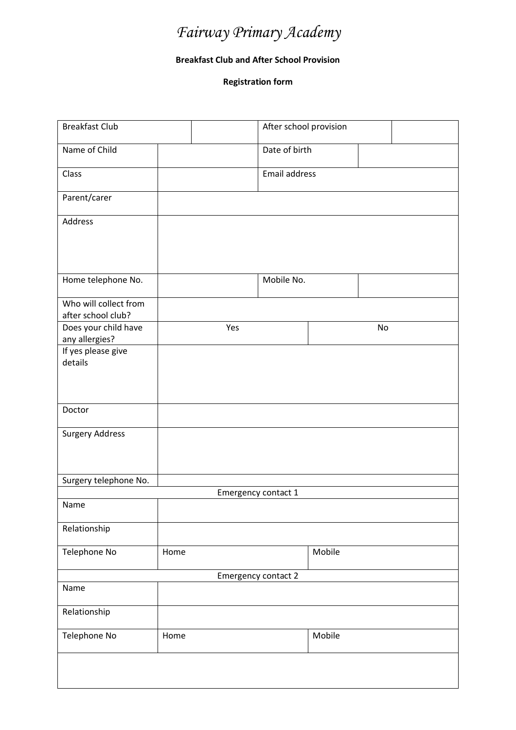# *Fairway Primary Academy*

**Breakfast Club and After School Provision**

**Registration form**

| Breakfast Club | | | After school provision | | |
|---|---|---|---|---|---|
| Name of Child | | | Date of birth | | |
| Class | | | Email address | | |
| Parent/carer | | | | | |
| Address | | | | | |
| Home telephone No. | | | Mobile No. | | |
| Who will collect from after school club? | | | | | |
| Does your child have any allergies? | Yes | | | No | |
| If yes please give details | | | | | |
| Doctor | | | | | |
| Surgery Address | | | | | |
| Surgery telephone No. | | | | | |
| Emergency contact 1 | | | | | |
| Name | | | | | |
| Relationship | | | | | |
| Telephone No | Home | | | Mobile | |
| Emergency contact 2 | | | | | |
| Name | | | | | |
| Relationship | | | | | |
| Telephone No | Home | | | Mobile | |
| | | | | | |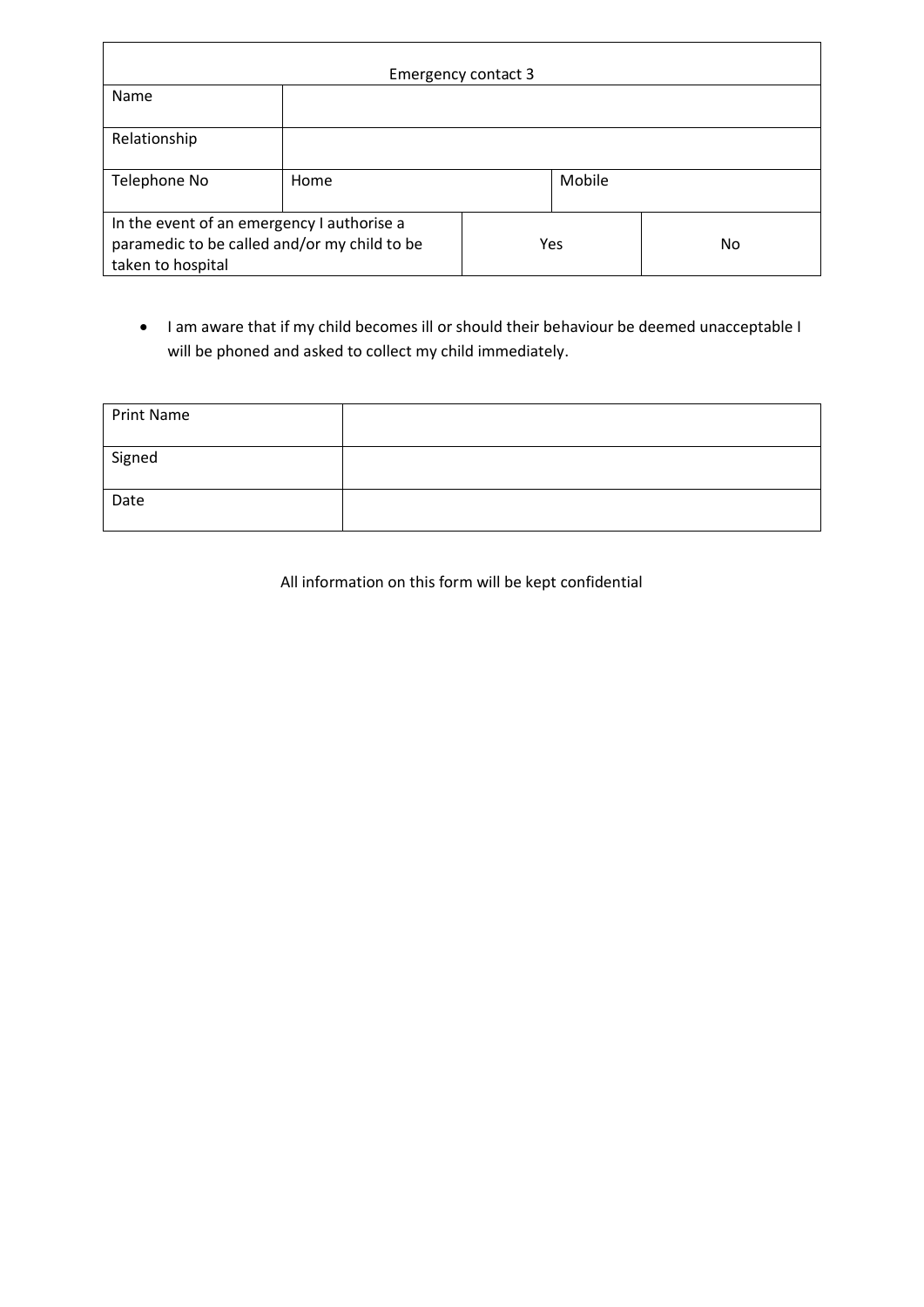| Emergency contact 3 | | | |
|---|---|---|---|
| Name | | | |
| Relationship | | | |
| Telephone No | Home | Mobile | |
| In the event of an emergency I authorise a paramedic to be called and/or my child to be taken to hospital | Yes | No | |

- I am aware that if my child becomes ill or should their behaviour be deemed unacceptable I will be phoned and asked to collect my child immediately.

| | |
|---|---|
| Print Name | |
| Signed | |
| Date | |

All information on this form will be kept confidential